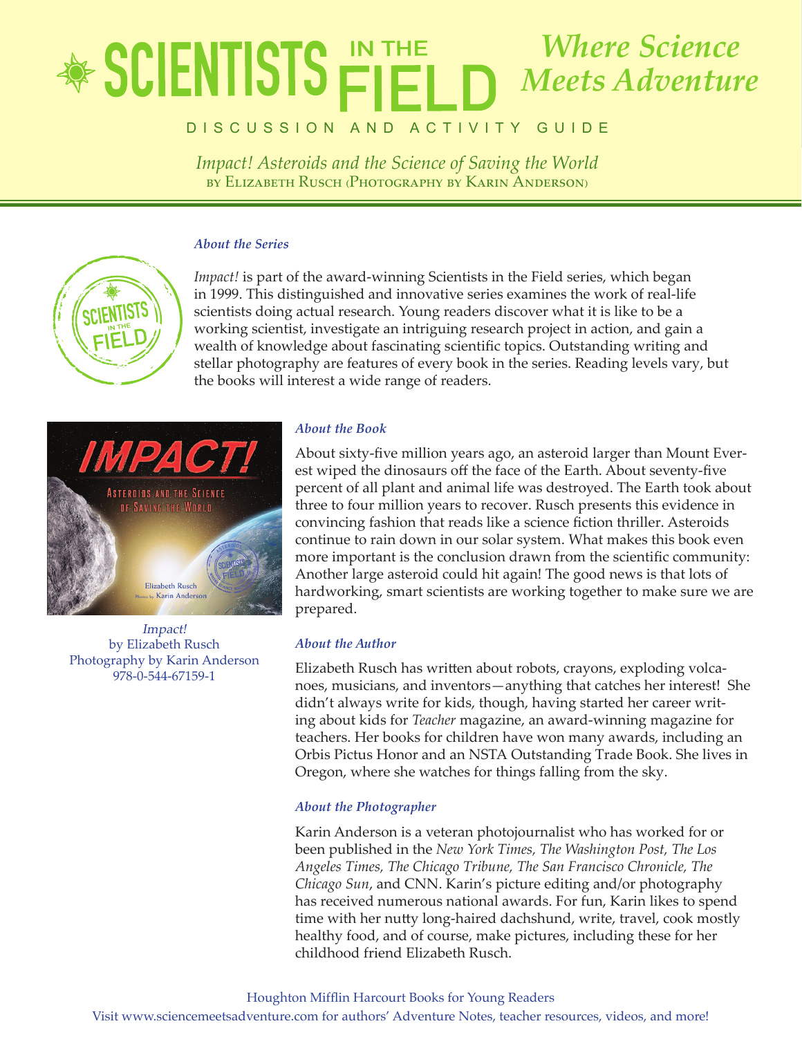# SCIENTISTS IN THE FIELD *Where Science Meets Adventure*

DISCUSSION AND ACTIVITY GUIDE

*Impact! Asteroids and the Science of Saving the World*
by Elizabeth Rusch (Photography by Karin Anderson)

### *About the Series*

*Impact!* is part of the award-winning Scientists in the Field series, which began in 1999. This distinguished and innovative series examines the work of real-life scientists doing actual research. Young readers discover what it is like to be a working scientist, investigate an intriguing research project in action, and gain a wealth of knowledge about fascinating scientific topics. Outstanding writing and stellar photography are features of every book in the series. Reading levels vary, but the books will interest a wide range of readers.

*Impact!*
by Elizabeth Rusch
Photography by Karin Anderson
978-0-544-67159-1

### *About the Book*

About sixty-five million years ago, an asteroid larger than Mount Everest wiped the dinosaurs off the face of the Earth. About seventy-five percent of all plant and animal life was destroyed. The Earth took about three to four million years to recover. Rusch presents this evidence in convincing fashion that reads like a science fiction thriller. Asteroids continue to rain down in our solar system. What makes this book even more important is the conclusion drawn from the scientific community: Another large asteroid could hit again! The good news is that lots of hardworking, smart scientists are working together to make sure we are prepared.

### *About the Author*

Elizabeth Rusch has written about robots, crayons, exploding volcanoes, musicians, and inventors—anything that catches her interest! She didn't always write for kids, though, having started her career writing about kids for *Teacher* magazine, an award-winning magazine for teachers. Her books for children have won many awards, including an Orbis Pictus Honor and an NSTA Outstanding Trade Book. She lives in Oregon, where she watches for things falling from the sky.

### *About the Photographer*

Karin Anderson is a veteran photojournalist who has worked for or been published in the *New York Times, The Washington Post, The Los Angeles Times, The Chicago Tribune, The San Francisco Chronicle, The Chicago Sun*, and CNN. Karin's picture editing and/or photography has received numerous national awards. For fun, Karin likes to spend time with her nutty long-haired dachshund, write, travel, cook mostly healthy food, and of course, make pictures, including these for her childhood friend Elizabeth Rusch.

Houghton Mifflin Harcourt Books for Young Readers
Visit www.sciencemeetsadventure.com for authors' Adventure Notes, teacher resources, videos, and more!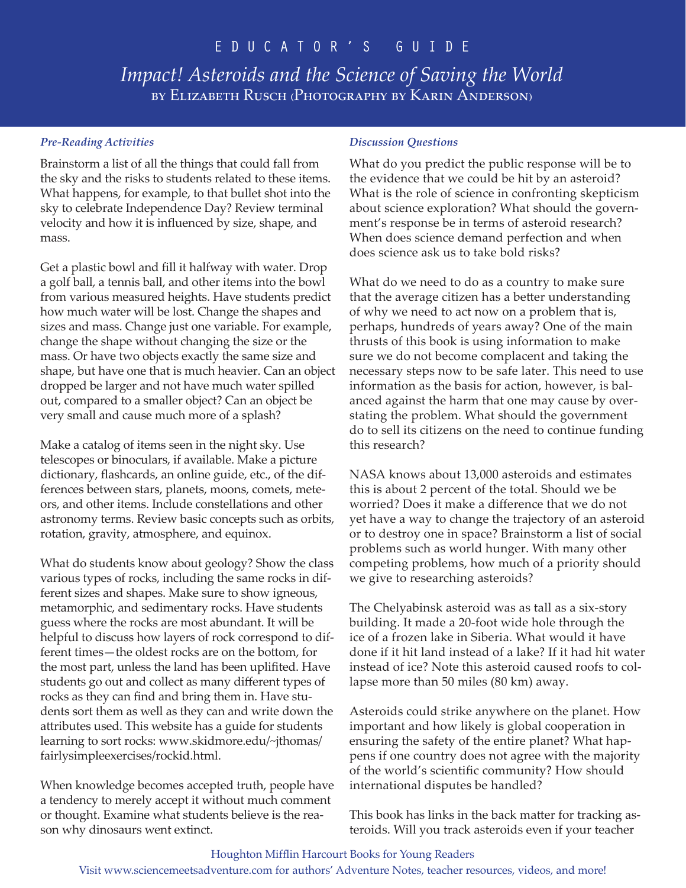# EDUCATOR'S GUIDE

## *Impact! Asteroids and the Science of Saving the World*

### by Elizabeth Rusch (Photography by Karin Anderson)

***Pre-Reading Activities***

Brainstorm a list of all the things that could fall from the sky and the risks to students related to these items. What happens, for example, to that bullet shot into the sky to celebrate Independence Day? Review terminal velocity and how it is influenced by size, shape, and mass.

Get a plastic bowl and fill it halfway with water. Drop a golf ball, a tennis ball, and other items into the bowl from various measured heights. Have students predict how much water will be lost. Change the shapes and sizes and mass. Change just one variable. For example, change the shape without changing the size or the mass. Or have two objects exactly the same size and shape, but have one that is much heavier. Can an object dropped be larger and not have much water spilled out, compared to a smaller object? Can an object be very small and cause much more of a splash?

Make a catalog of items seen in the night sky. Use telescopes or binoculars, if available. Make a picture dictionary, flashcards, an online guide, etc., of the differences between stars, planets, moons, comets, meteors, and other items. Include constellations and other astronomy terms. Review basic concepts such as orbits, rotation, gravity, atmosphere, and equinox.

What do students know about geology? Show the class various types of rocks, including the same rocks in different sizes and shapes. Make sure to show igneous, metamorphic, and sedimentary rocks. Have students guess where the rocks are most abundant. It will be helpful to discuss how layers of rock correspond to different times—the oldest rocks are on the bottom, for the most part, unless the land has been uplifted. Have students go out and collect as many different types of rocks as they can find and bring them in. Have students sort them as well as they can and write down the attributes used. This website has a guide for students learning to sort rocks: www.skidmore.edu/~jthomas/fairlysimpleexercises/rockid.html.

When knowledge becomes accepted truth, people have a tendency to merely accept it without much comment or thought. Examine what students believe is the reason why dinosaurs went extinct.

***Discussion Questions***

What do you predict the public response will be to the evidence that we could be hit by an asteroid? What is the role of science in confronting skepticism about science exploration? What should the government's response be in terms of asteroid research? When does science demand perfection and when does science ask us to take bold risks?

What do we need to do as a country to make sure that the average citizen has a better understanding of why we need to act now on a problem that is, perhaps, hundreds of years away? One of the main thrusts of this book is using information to make sure we do not become complacent and taking the necessary steps now to be safe later. This need to use information as the basis for action, however, is balanced against the harm that one may cause by overstating the problem. What should the government do to sell its citizens on the need to continue funding this research?

NASA knows about 13,000 asteroids and estimates this is about 2 percent of the total. Should we be worried? Does it make a difference that we do not yet have a way to change the trajectory of an asteroid or to destroy one in space? Brainstorm a list of social problems such as world hunger. With many other competing problems, how much of a priority should we give to researching asteroids?

The Chelyabinsk asteroid was as tall as a six-story building. It made a 20-foot wide hole through the ice of a frozen lake in Siberia. What would it have done if it hit land instead of a lake? If it had hit water instead of ice? Note this asteroid caused roofs to collapse more than 50 miles (80 km) away.

Asteroids could strike anywhere on the planet. How important and how likely is global cooperation in ensuring the safety of the entire planet? What happens if one country does not agree with the majority of the world's scientific community? How should international disputes be handled?

This book has links in the back matter for tracking asteroids. Will you track asteroids even if your teacher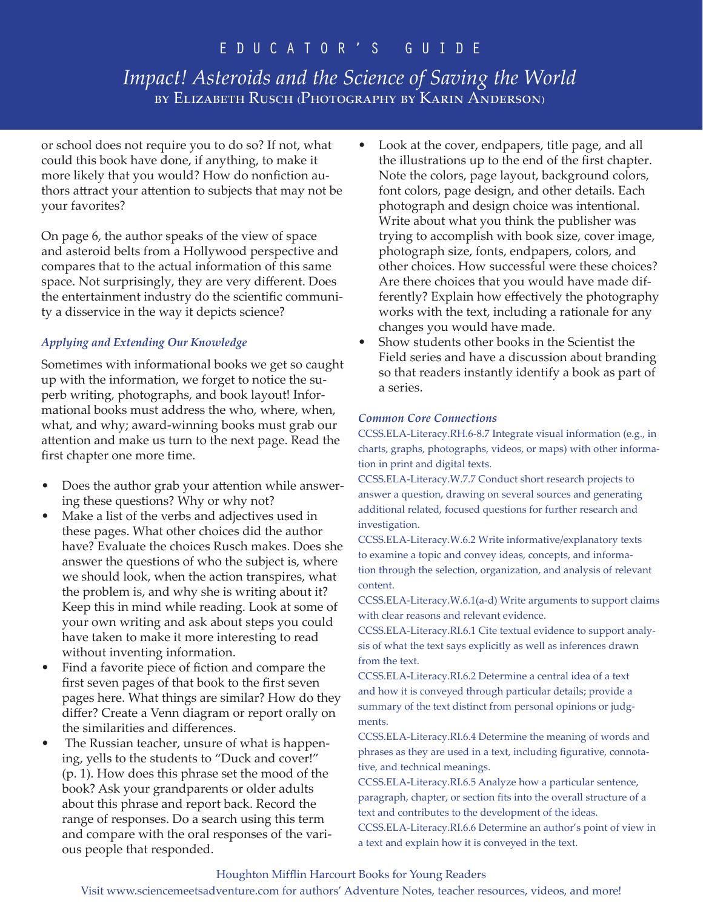or school does not require you to do so? If not, what could this book have done, if anything, to make it more likely that you would? How do nonfiction authors attract your attention to subjects that may not be your favorites?

On page 6, the author speaks of the view of space and asteroid belts from a Hollywood perspective and compares that to the actual information of this same space. Not surprisingly, they are very different. Does the entertainment industry do the scientific community a disservice in the way it depicts science?

### *Applying and Extending Our Knowledge*

Sometimes with informational books we get so caught up with the information, we forget to notice the superb writing, photographs, and book layout! Informational books must address the who, where, when, what, and why; award-winning books must grab our attention and make us turn to the next page. Read the first chapter one more time.

- Does the author grab your attention while answering these questions? Why or why not?
- Make a list of the verbs and adjectives used in these pages. What other choices did the author have? Evaluate the choices Rusch makes. Does she answer the questions of who the subject is, where we should look, when the action transpires, what the problem is, and why she is writing about it? Keep this in mind while reading. Look at some of your own writing and ask about steps you could have taken to make it more interesting to read without inventing information.
- Find a favorite piece of fiction and compare the first seven pages of that book to the first seven pages here. What things are similar? How do they differ? Create a Venn diagram or report orally on the similarities and differences.
- The Russian teacher, unsure of what is happening, yells to the students to "Duck and cover!" (p. 1). How does this phrase set the mood of the book? Ask your grandparents or older adults about this phrase and report back. Record the range of responses. Do a search using this term and compare with the oral responses of the various people that responded.
- Look at the cover, endpapers, title page, and all the illustrations up to the end of the first chapter. Note the colors, page layout, background colors, font colors, page design, and other details. Each photograph and design choice was intentional. Write about what you think the publisher was trying to accomplish with book size, cover image, photograph size, fonts, endpapers, colors, and other choices. How successful were these choices? Are there choices that you would have made differently? Explain how effectively the photography works with the text, including a rationale for any changes you would have made.
- Show students other books in the Scientist the Field series and have a discussion about branding so that readers instantly identify a book as part of a series.

### *Common Core Connections*

CCSS.ELA-Literacy.RH.6-8.7 Integrate visual information (e.g., in charts, graphs, photographs, videos, or maps) with other information in print and digital texts.

CCSS.ELA-Literacy.W.7.7 Conduct short research projects to answer a question, drawing on several sources and generating additional related, focused questions for further research and investigation.

CCSS.ELA-Literacy.W.6.2 Write informative/explanatory texts to examine a topic and convey ideas, concepts, and information through the selection, organization, and analysis of relevant content.

CCSS.ELA-Literacy.W.6.1(a-d) Write arguments to support claims with clear reasons and relevant evidence.

CCSS.ELA-Literacy.RI.6.1 Cite textual evidence to support analysis of what the text says explicitly as well as inferences drawn from the text.

CCSS.ELA-Literacy.RI.6.2 Determine a central idea of a text and how it is conveyed through particular details; provide a summary of the text distinct from personal opinions or judgments.

CCSS.ELA-Literacy.RI.6.4 Determine the meaning of words and phrases as they are used in a text, including figurative, connotative, and technical meanings.

CCSS.ELA-Literacy.RI.6.5 Analyze how a particular sentence, paragraph, chapter, or section fits into the overall structure of a text and contributes to the development of the ideas.

CCSS.ELA-Literacy.RI.6.6 Determine an author's point of view in a text and explain how it is conveyed in the text.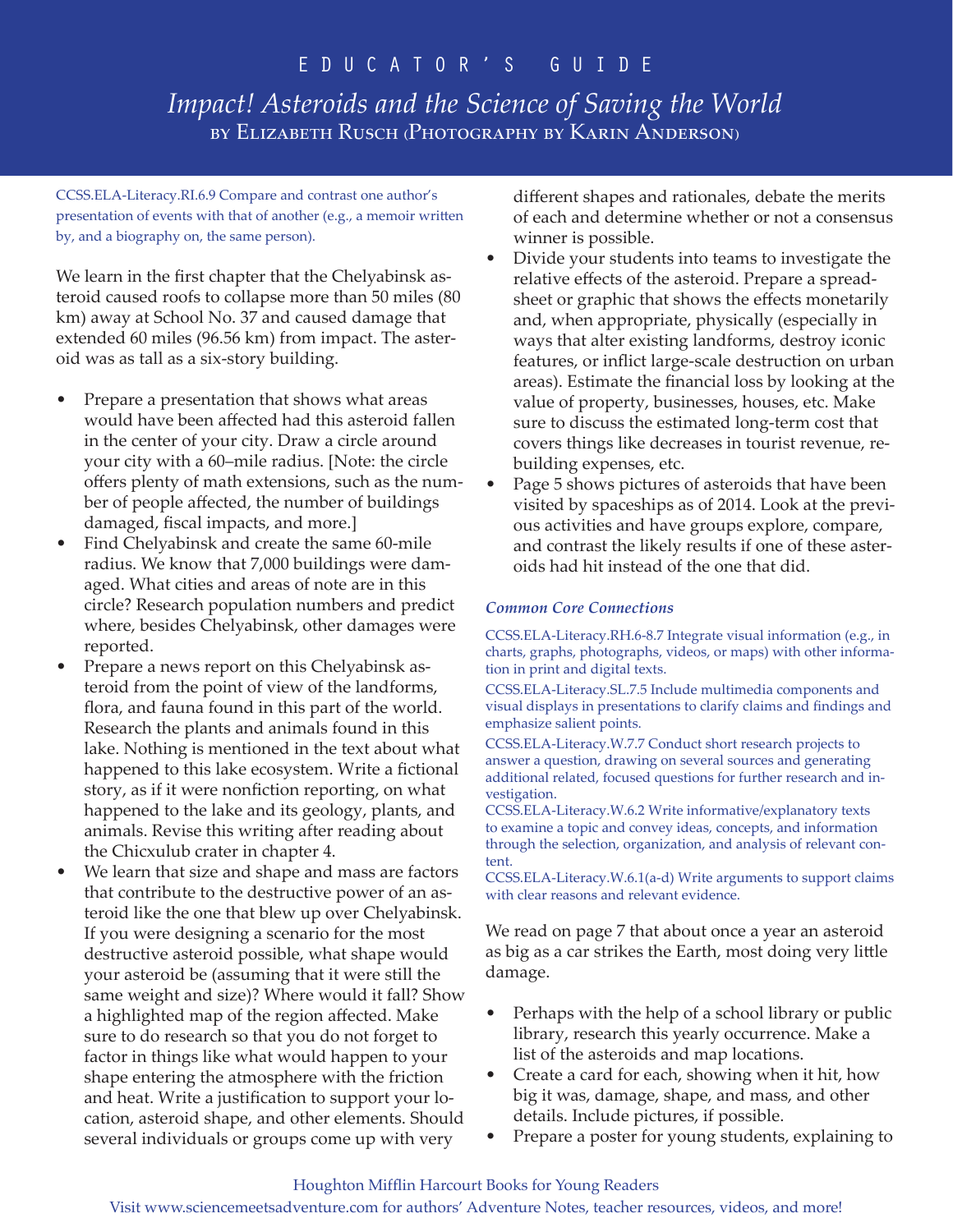CCSS.ELA-Literacy.RI.6.9 Compare and contrast one author's presentation of events with that of another (e.g., a memoir written by, and a biography on, the same person).

We learn in the first chapter that the Chelyabinsk asteroid caused roofs to collapse more than 50 miles (80 km) away at School No. 37 and caused damage that extended 60 miles (96.56 km) from impact. The asteroid was as tall as a six-story building.

- Prepare a presentation that shows what areas would have been affected had this asteroid fallen in the center of your city. Draw a circle around your city with a 60–mile radius. [Note: the circle offers plenty of math extensions, such as the number of people affected, the number of buildings damaged, fiscal impacts, and more.]
- Find Chelyabinsk and create the same 60-mile radius. We know that 7,000 buildings were damaged. What cities and areas of note are in this circle? Research population numbers and predict where, besides Chelyabinsk, other damages were reported.
- Prepare a news report on this Chelyabinsk asteroid from the point of view of the landforms, flora, and fauna found in this part of the world. Research the plants and animals found in this lake. Nothing is mentioned in the text about what happened to this lake ecosystem. Write a fictional story, as if it were nonfiction reporting, on what happened to the lake and its geology, plants, and animals. Revise this writing after reading about the Chicxulub crater in chapter 4.
- We learn that size and shape and mass are factors that contribute to the destructive power of an asteroid like the one that blew up over Chelyabinsk. If you were designing a scenario for the most destructive asteroid possible, what shape would your asteroid be (assuming that it were still the same weight and size)? Where would it fall? Show a highlighted map of the region affected. Make sure to do research so that you do not forget to factor in things like what would happen to your shape entering the atmosphere with the friction and heat. Write a justification to support your location, asteroid shape, and other elements. Should several individuals or groups come up with very different shapes and rationales, debate the merits of each and determine whether or not a consensus winner is possible.
- Divide your students into teams to investigate the relative effects of the asteroid. Prepare a spreadsheet or graphic that shows the effects monetarily and, when appropriate, physically (especially in ways that alter existing landforms, destroy iconic features, or inflict large-scale destruction on urban areas). Estimate the financial loss by looking at the value of property, businesses, houses, etc. Make sure to discuss the estimated long-term cost that covers things like decreases in tourist revenue, rebuilding expenses, etc.
- Page 5 shows pictures of asteroids that have been visited by spaceships as of 2014. Look at the previous activities and have groups explore, compare, and contrast the likely results if one of these asteroids had hit instead of the one that did.

***Common Core Connections***

CCSS.ELA-Literacy.RH.6-8.7 Integrate visual information (e.g., in charts, graphs, photographs, videos, or maps) with other information in print and digital texts.

CCSS.ELA-Literacy.SL.7.5 Include multimedia components and visual displays in presentations to clarify claims and findings and emphasize salient points.

CCSS.ELA-Literacy.W.7.7 Conduct short research projects to answer a question, drawing on several sources and generating additional related, focused questions for further research and investigation.

CCSS.ELA-Literacy.W.6.2 Write informative/explanatory texts to examine a topic and convey ideas, concepts, and information through the selection, organization, and analysis of relevant content.

CCSS.ELA-Literacy.W.6.1(a-d) Write arguments to support claims with clear reasons and relevant evidence.

We read on page 7 that about once a year an asteroid as big as a car strikes the Earth, most doing very little damage.

- Perhaps with the help of a school library or public library, research this yearly occurrence. Make a list of the asteroids and map locations.
- Create a card for each, showing when it hit, how big it was, damage, shape, and mass, and other details. Include pictures, if possible.
- Prepare a poster for young students, explaining to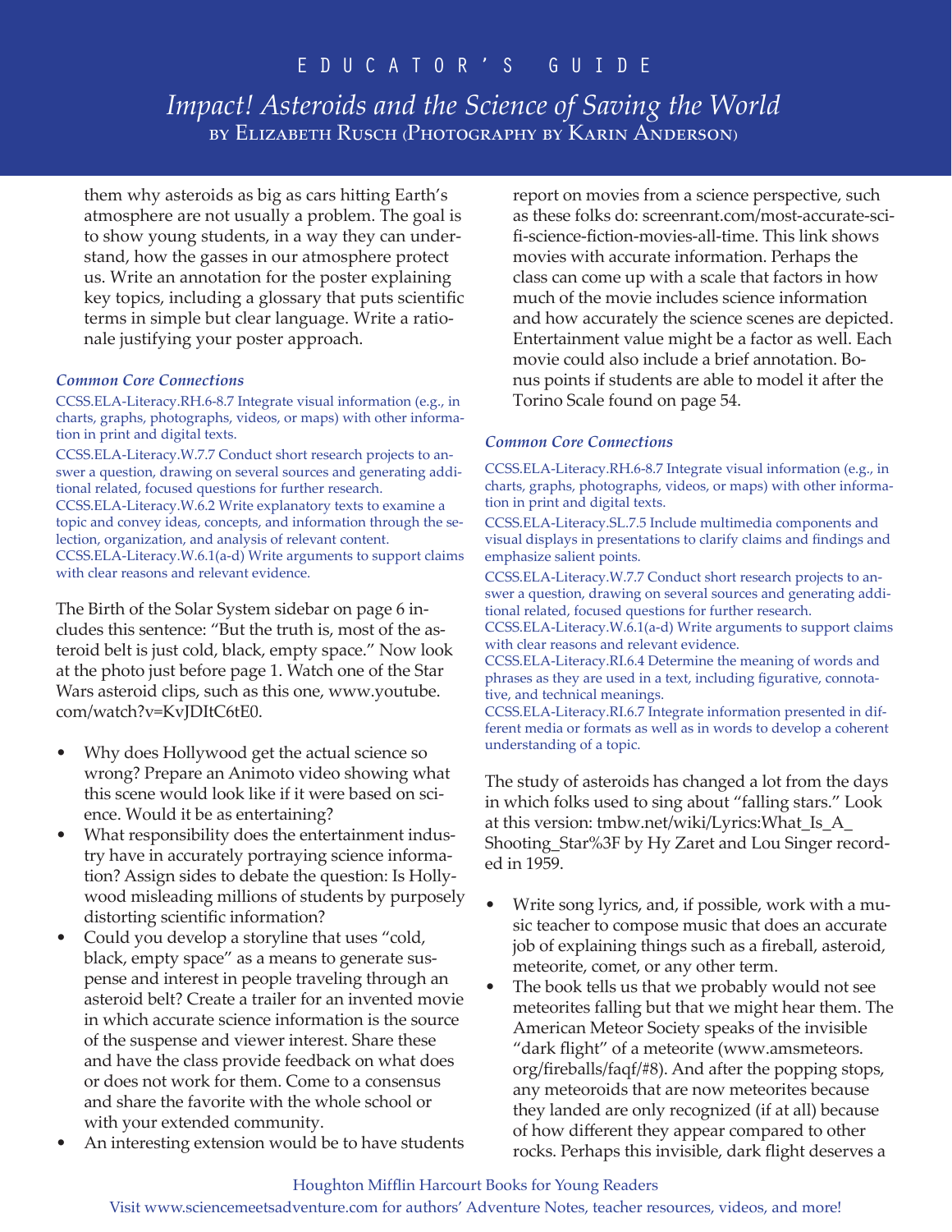them why asteroids as big as cars hitting Earth's atmosphere are not usually a problem. The goal is to show young students, in a way they can understand, how the gasses in our atmosphere protect us. Write an annotation for the poster explaining key topics, including a glossary that puts scientific terms in simple but clear language. Write a rationale justifying your poster approach.

***Common Core Connections***

CCSS.ELA-Literacy.RH.6-8.7 Integrate visual information (e.g., in charts, graphs, photographs, videos, or maps) with other information in print and digital texts.

CCSS.ELA-Literacy.W.7.7 Conduct short research projects to answer a question, drawing on several sources and generating additional related, focused questions for further research.

CCSS.ELA-Literacy.W.6.2 Write explanatory texts to examine a topic and convey ideas, concepts, and information through the selection, organization, and analysis of relevant content.

CCSS.ELA-Literacy.W.6.1(a-d) Write arguments to support claims with clear reasons and relevant evidence.

The Birth of the Solar System sidebar on page 6 includes this sentence: "But the truth is, most of the asteroid belt is just cold, black, empty space." Now look at the photo just before page 1. Watch one of the Star Wars asteroid clips, such as this one, www.youtube.com/watch?v=KvJDItC6tE0.

- Why does Hollywood get the actual science so wrong? Prepare an Animoto video showing what this scene would look like if it were based on science. Would it be as entertaining?
- What responsibility does the entertainment industry have in accurately portraying science information? Assign sides to debate the question: Is Hollywood misleading millions of students by purposely distorting scientific information?
- Could you develop a storyline that uses "cold, black, empty space" as a means to generate suspense and interest in people traveling through an asteroid belt? Create a trailer for an invented movie in which accurate science information is the source of the suspense and viewer interest. Share these and have the class provide feedback on what does or does not work for them. Come to a consensus and share the favorite with the whole school or with your extended community.
- An interesting extension would be to have students report on movies from a science perspective, such as these folks do: screenrant.com/most-accurate-sci-fi-science-fiction-movies-all-time. This link shows movies with accurate information. Perhaps the class can come up with a scale that factors in how much of the movie includes science information and how accurately the science scenes are depicted. Entertainment value might be a factor as well. Each movie could also include a brief annotation. Bonus points if students are able to model it after the Torino Scale found on page 54.

***Common Core Connections***

CCSS.ELA-Literacy.RH.6-8.7 Integrate visual information (e.g., in charts, graphs, photographs, videos, or maps) with other information in print and digital texts.

CCSS.ELA-Literacy.SL.7.5 Include multimedia components and visual displays in presentations to clarify claims and findings and emphasize salient points.

CCSS.ELA-Literacy.W.7.7 Conduct short research projects to answer a question, drawing on several sources and generating additional related, focused questions for further research.

CCSS.ELA-Literacy.W.6.1(a-d) Write arguments to support claims with clear reasons and relevant evidence.

CCSS.ELA-Literacy.RI.6.4 Determine the meaning of words and phrases as they are used in a text, including figurative, connotative, and technical meanings.

CCSS.ELA-Literacy.RI.6.7 Integrate information presented in different media or formats as well as in words to develop a coherent understanding of a topic.

The study of asteroids has changed a lot from the days in which folks used to sing about "falling stars." Look at this version: tmbw.net/wiki/Lyrics:What_Is_A_Shooting_Star%3F by Hy Zaret and Lou Singer recorded in 1959.

- Write song lyrics, and, if possible, work with a music teacher to compose music that does an accurate job of explaining things such as a fireball, asteroid, meteorite, comet, or any other term.
- The book tells us that we probably would not see meteorites falling but that we might hear them. The American Meteor Society speaks of the invisible "dark flight" of a meteorite (www.amsmeteors.org/fireballs/faqf/#8). And after the popping stops, any meteoroids that are now meteorites because they landed are only recognized (if at all) because of how different they appear compared to other rocks. Perhaps this invisible, dark flight deserves a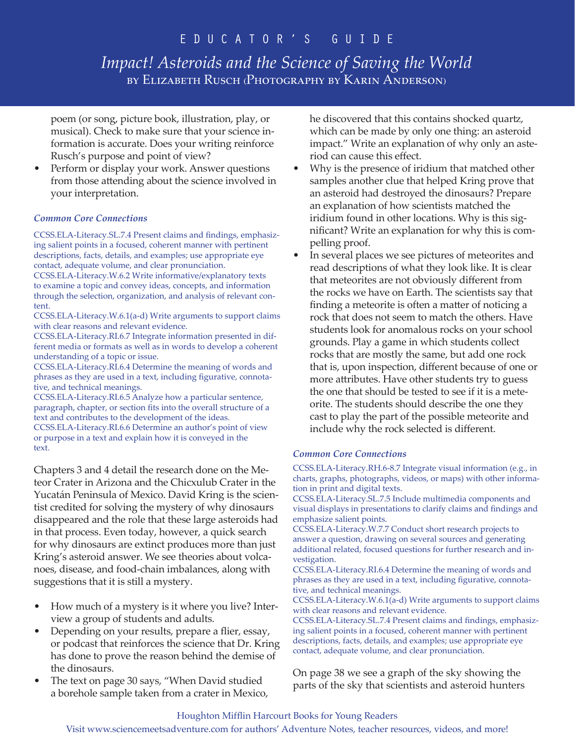poem (or song, picture book, illustration, play, or musical). Check to make sure that your science information is accurate. Does your writing reinforce Rusch's purpose and point of view?
- Perform or display your work. Answer questions from those attending about the science involved in your interpretation.

***Common Core Connections***

CCSS.ELA-Literacy.SL.7.4 Present claims and findings, emphasizing salient points in a focused, coherent manner with pertinent descriptions, facts, details, and examples; use appropriate eye contact, adequate volume, and clear pronunciation.
CCSS.ELA-Literacy.W.6.2 Write informative/explanatory texts to examine a topic and convey ideas, concepts, and information through the selection, organization, and analysis of relevant content.
CCSS.ELA-Literacy.W.6.1(a-d) Write arguments to support claims with clear reasons and relevant evidence.
CCSS.ELA-Literacy.RI.6.7 Integrate information presented in different media or formats as well as in words to develop a coherent understanding of a topic or issue.
CCSS.ELA-Literacy.RI.6.4 Determine the meaning of words and phrases as they are used in a text, including figurative, connotative, and technical meanings.
CCSS.ELA-Literacy.RI.6.5 Analyze how a particular sentence, paragraph, chapter, or section fits into the overall structure of a text and contributes to the development of the ideas.
CCSS.ELA-Literacy.RI.6.6 Determine an author's point of view or purpose in a text and explain how it is conveyed in the text.

Chapters 3 and 4 detail the research done on the Meteor Crater in Arizona and the Chicxulub Crater in the Yucatán Peninsula of Mexico. David Kring is the scientist credited for solving the mystery of why dinosaurs disappeared and the role that these large asteroids had in that process. Even today, however, a quick search for why dinosaurs are extinct produces more than just Kring's asteroid answer. We see theories about volcanoes, disease, and food-chain imbalances, along with suggestions that it is still a mystery.

- How much of a mystery is it where you live? Interview a group of students and adults.
- Depending on your results, prepare a flier, essay, or podcast that reinforces the science that Dr. Kring has done to prove the reason behind the demise of the dinosaurs.
- The text on page 30 says, "When David studied a borehole sample taken from a crater in Mexico, he discovered that this contains shocked quartz, which can be made by only one thing: an asteroid impact." Write an explanation of why only an asteroid can cause this effect.
- Why is the presence of iridium that matched other samples another clue that helped Kring prove that an asteroid had destroyed the dinosaurs? Prepare an explanation of how scientists matched the iridium found in other locations. Why is this significant? Write an explanation for why this is compelling proof.
- In several places we see pictures of meteorites and read descriptions of what they look like. It is clear that meteorites are not obviously different from the rocks we have on Earth. The scientists say that finding a meteorite is often a matter of noticing a rock that does not seem to match the others. Have students look for anomalous rocks on your school grounds. Play a game in which students collect rocks that are mostly the same, but add one rock that is, upon inspection, different because of one or more attributes. Have other students try to guess the one that should be tested to see if it is a meteorite. The students should describe the one they cast to play the part of the possible meteorite and include why the rock selected is different.

***Common Core Connections***

CCSS.ELA-Literacy.RH.6-8.7 Integrate visual information (e.g., in charts, graphs, photographs, videos, or maps) with other information in print and digital texts.
CCSS.ELA-Literacy.SL.7.5 Include multimedia components and visual displays in presentations to clarify claims and findings and emphasize salient points.
CCSS.ELA-Literacy.W.7.7 Conduct short research projects to answer a question, drawing on several sources and generating additional related, focused questions for further research and investigation.
CCSS.ELA-Literacy.RI.6.4 Determine the meaning of words and phrases as they are used in a text, including figurative, connotative, and technical meanings.
CCSS.ELA-Literacy.W.6.1(a-d) Write arguments to support claims with clear reasons and relevant evidence.
CCSS.ELA-Literacy.SL.7.4 Present claims and findings, emphasizing salient points in a focused, coherent manner with pertinent descriptions, facts, details, and examples; use appropriate eye contact, adequate volume, and clear pronunciation.

On page 38 we see a graph of the sky showing the parts of the sky that scientists and asteroid hunters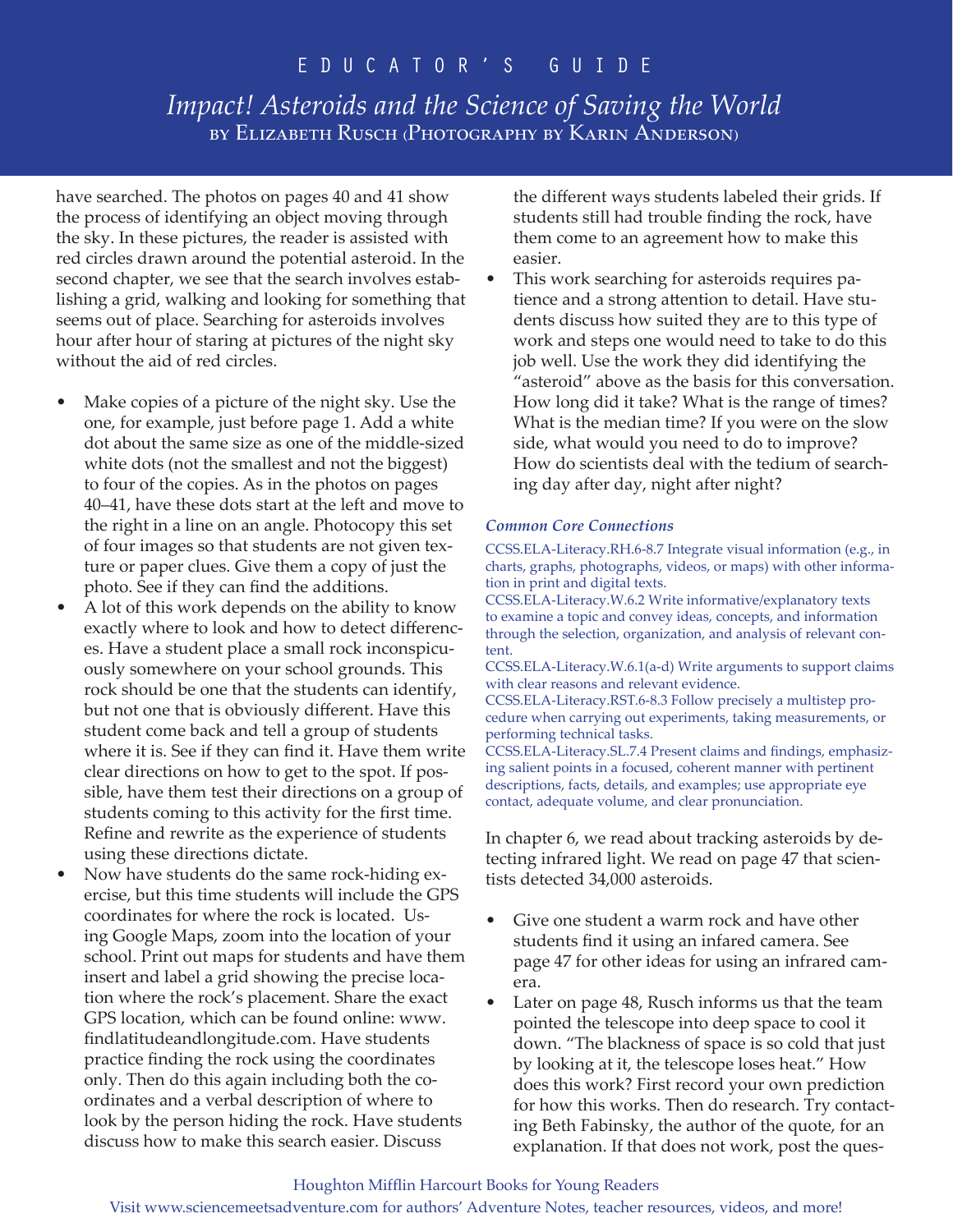have searched. The photos on pages 40 and 41 show the process of identifying an object moving through the sky. In these pictures, the reader is assisted with red circles drawn around the potential asteroid. In the second chapter, we see that the search involves establishing a grid, walking and looking for something that seems out of place. Searching for asteroids involves hour after hour of staring at pictures of the night sky without the aid of red circles.

- Make copies of a picture of the night sky. Use the one, for example, just before page 1. Add a white dot about the same size as one of the middle-sized white dots (not the smallest and not the biggest) to four of the copies. As in the photos on pages 40–41, have these dots start at the left and move to the right in a line on an angle. Photocopy this set of four images so that students are not given texture or paper clues. Give them a copy of just the photo. See if they can find the additions.
- A lot of this work depends on the ability to know exactly where to look and how to detect differences. Have a student place a small rock inconspicuously somewhere on your school grounds. This rock should be one that the students can identify, but not one that is obviously different. Have this student come back and tell a group of students where it is. See if they can find it. Have them write clear directions on how to get to the spot. If possible, have them test their directions on a group of students coming to this activity for the first time. Refine and rewrite as the experience of students using these directions dictate.
- Now have students do the same rock-hiding exercise, but this time students will include the GPS coordinates for where the rock is located. Using Google Maps, zoom into the location of your school. Print out maps for students and have them insert and label a grid showing the precise location where the rock's placement. Share the exact GPS location, which can be found online: www.findlatitudeandlongitude.com. Have students practice finding the rock using the coordinates only. Then do this again including both the coordinates and a verbal description of where to look by the person hiding the rock. Have students discuss how to make this search easier. Discuss the different ways students labeled their grids. If students still had trouble finding the rock, have them come to an agreement how to make this easier.
- This work searching for asteroids requires patience and a strong attention to detail. Have students discuss how suited they are to this type of work and steps one would need to take to do this job well. Use the work they did identifying the "asteroid" above as the basis for this conversation. How long did it take? What is the range of times? What is the median time? If you were on the slow side, what would you need to do to improve? How do scientists deal with the tedium of searching day after day, night after night?

***Common Core Connections***

CCSS.ELA-Literacy.RH.6-8.7 Integrate visual information (e.g., in charts, graphs, photographs, videos, or maps) with other information in print and digital texts.
CCSS.ELA-Literacy.W.6.2 Write informative/explanatory texts to examine a topic and convey ideas, concepts, and information through the selection, organization, and analysis of relevant content.
CCSS.ELA-Literacy.W.6.1(a-d) Write arguments to support claims with clear reasons and relevant evidence.
CCSS.ELA-Literacy.RST.6-8.3 Follow precisely a multistep procedure when carrying out experiments, taking measurements, or performing technical tasks.
CCSS.ELA-Literacy.SL.7.4 Present claims and findings, emphasizing salient points in a focused, coherent manner with pertinent descriptions, facts, details, and examples; use appropriate eye contact, adequate volume, and clear pronunciation.

In chapter 6, we read about tracking asteroids by detecting infrared light. We read on page 47 that scientists detected 34,000 asteroids.

- Give one student a warm rock and have other students find it using an infared camera. See page 47 for other ideas for using an infrared camera.
- Later on page 48, Rusch informs us that the team pointed the telescope into deep space to cool it down. "The blackness of space is so cold that just by looking at it, the telescope loses heat." How does this work? First record your own prediction for how this works. Then do research. Try contacting Beth Fabinsky, the author of the quote, for an explanation. If that does not work, post the ques-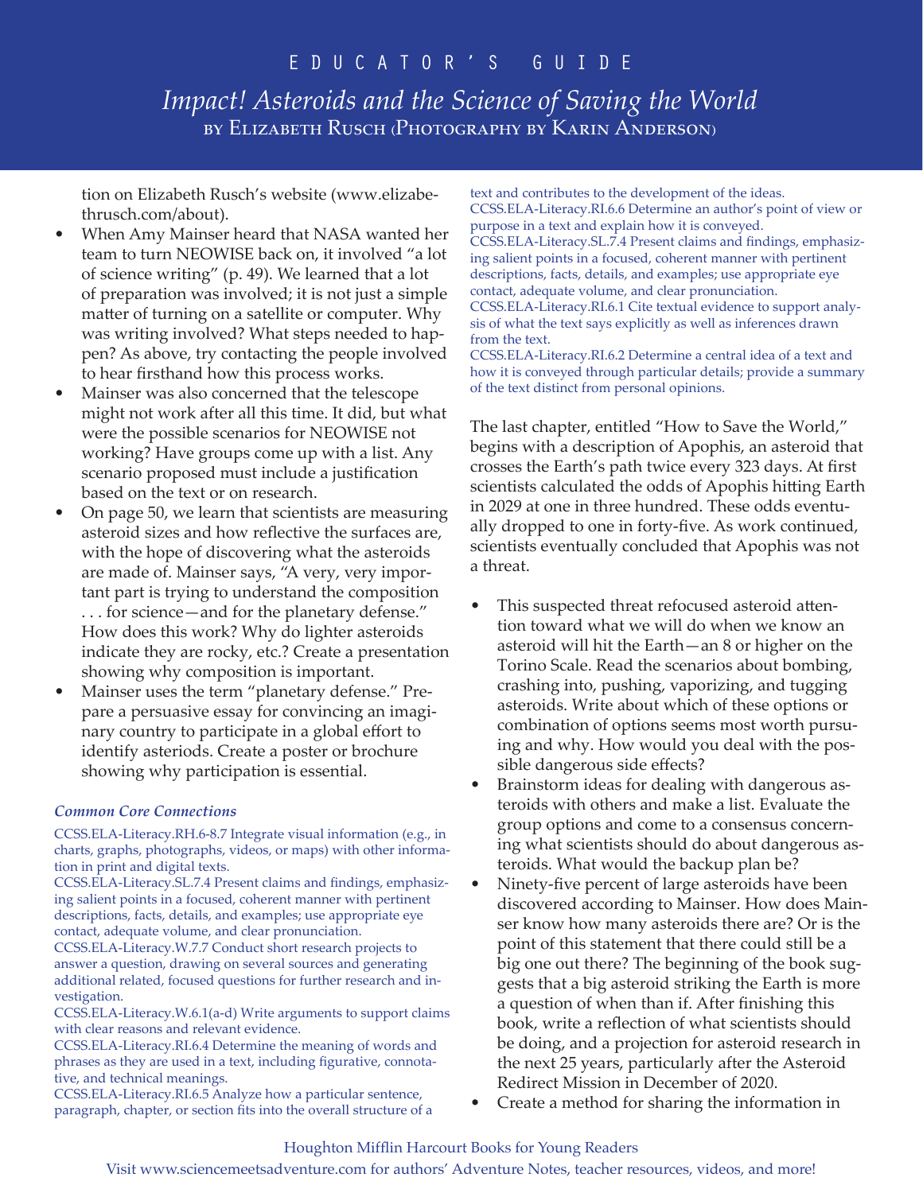tion on Elizabeth Rusch's website (www.elizabethrusch.com/about).

- When Amy Mainser heard that NASA wanted her team to turn NEOWISE back on, it involved "a lot of science writing" (p. 49). We learned that a lot of preparation was involved; it is not just a simple matter of turning on a satellite or computer. Why was writing involved? What steps needed to happen? As above, try contacting the people involved to hear firsthand how this process works.
- Mainser was also concerned that the telescope might not work after all this time. It did, but what were the possible scenarios for NEOWISE not working? Have groups come up with a list. Any scenario proposed must include a justification based on the text or on research.
- On page 50, we learn that scientists are measuring asteroid sizes and how reflective the surfaces are, with the hope of discovering what the asteroids are made of. Mainser says, "A very, very important part is trying to understand the composition . . . for science—and for the planetary defense." How does this work? Why do lighter asteroids indicate they are rocky, etc.? Create a presentation showing why composition is important.
- Mainser uses the term "planetary defense." Prepare a persuasive essay for convincing an imaginary country to participate in a global effort to identify asteroids. Create a poster or brochure showing why participation is essential.

***Common Core Connections***

CCSS.ELA-Literacy.RH.6-8.7 Integrate visual information (e.g., in charts, graphs, photographs, videos, or maps) with other information in print and digital texts.
CCSS.ELA-Literacy.SL.7.4 Present claims and findings, emphasizing salient points in a focused, coherent manner with pertinent descriptions, facts, details, and examples; use appropriate eye contact, adequate volume, and clear pronunciation.
CCSS.ELA-Literacy.W.7.7 Conduct short research projects to answer a question, drawing on several sources and generating additional related, focused questions for further research and investigation.
CCSS.ELA-Literacy.W.6.1(a-d) Write arguments to support claims with clear reasons and relevant evidence.
CCSS.ELA-Literacy.RI.6.4 Determine the meaning of words and phrases as they are used in a text, including figurative, connotative, and technical meanings.
CCSS.ELA-Literacy.RI.6.5 Analyze how a particular sentence, paragraph, chapter, or section fits into the overall structure of a text and contributes to the development of the ideas.
CCSS.ELA-Literacy.RI.6.6 Determine an author's point of view or purpose in a text and explain how it is conveyed.
CCSS.ELA-Literacy.SL.7.4 Present claims and findings, emphasizing salient points in a focused, coherent manner with pertinent descriptions, facts, details, and examples; use appropriate eye contact, adequate volume, and clear pronunciation.
CCSS.ELA-Literacy.RI.6.1 Cite textual evidence to support analysis of what the text says explicitly as well as inferences drawn from the text.
CCSS.ELA-Literacy.RI.6.2 Determine a central idea of a text and how it is conveyed through particular details; provide a summary of the text distinct from personal opinions.

The last chapter, entitled "How to Save the World," begins with a description of Apophis, an asteroid that crosses the Earth's path twice every 323 days. At first scientists calculated the odds of Apophis hitting Earth in 2029 at one in three hundred. These odds eventually dropped to one in forty-five. As work continued, scientists eventually concluded that Apophis was not a threat.

- This suspected threat refocused asteroid attention toward what we will do when we know an asteroid will hit the Earth—an 8 or higher on the Torino Scale. Read the scenarios about bombing, crashing into, pushing, vaporizing, and tugging asteroids. Write about which of these options or combination of options seems most worth pursuing and why. How would you deal with the possible dangerous side effects?
- Brainstorm ideas for dealing with dangerous asteroids with others and make a list. Evaluate the group options and come to a consensus concerning what scientists should do about dangerous asteroids. What would the backup plan be?
- Ninety-five percent of large asteroids have been discovered according to Mainser. How does Mainser know how many asteroids there are? Or is the point of this statement that there could still be a big one out there? The beginning of the book suggests that a big asteroid striking the Earth is more a question of when than if. After finishing this book, write a reflection of what scientists should be doing, and a projection for asteroid research in the next 25 years, particularly after the Asteroid Redirect Mission in December of 2020.
- Create a method for sharing the information in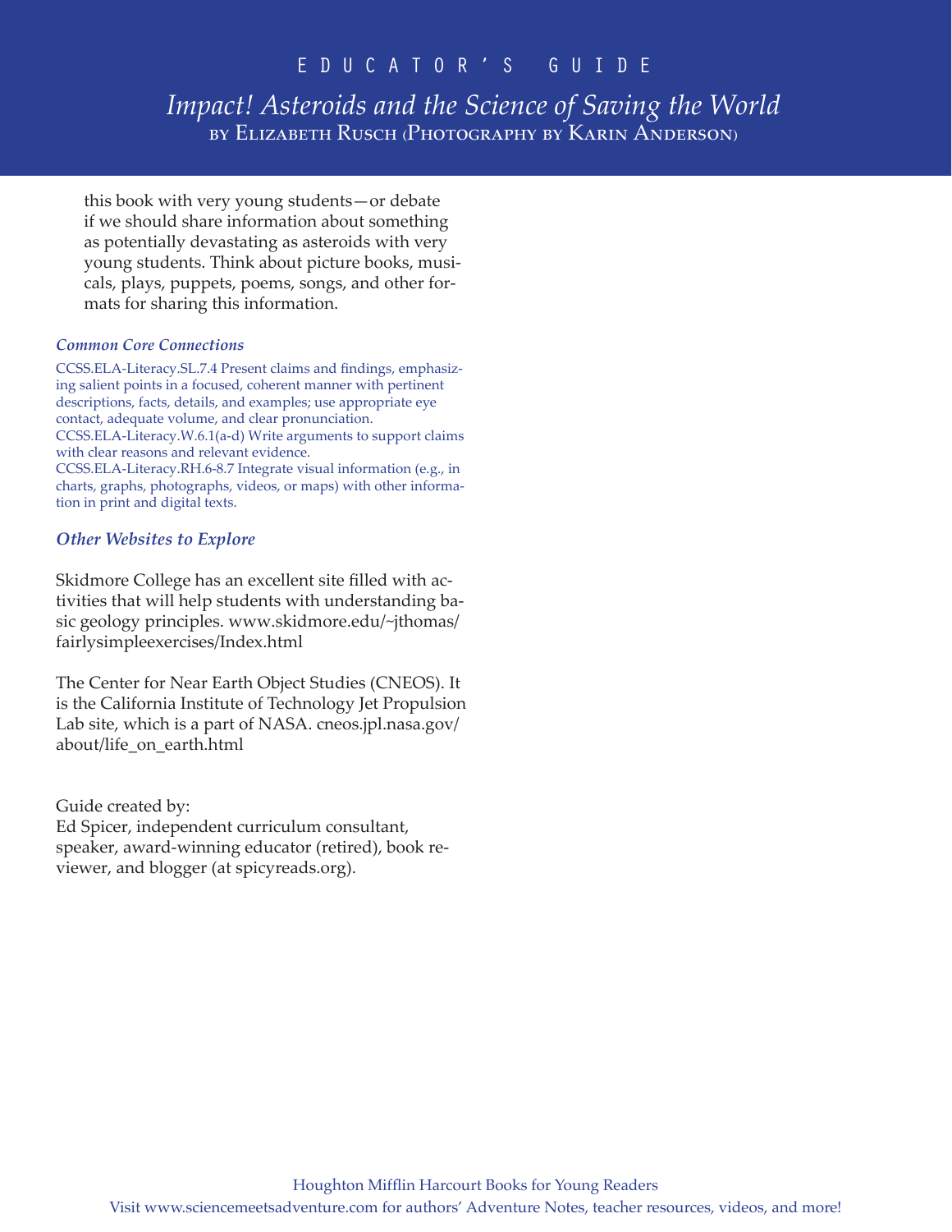this book with very young students—or debate if we should share information about something as potentially devastating as asteroids with very young students. Think about picture books, musicals, plays, puppets, poems, songs, and other formats for sharing this information.

***Common Core Connections***

CCSS.ELA-Literacy.SL.7.4 Present claims and findings, emphasizing salient points in a focused, coherent manner with pertinent descriptions, facts, details, and examples; use appropriate eye contact, adequate volume, and clear pronunciation.
CCSS.ELA-Literacy.W.6.1(a-d) Write arguments to support claims with clear reasons and relevant evidence.
CCSS.ELA-Literacy.RH.6-8.7 Integrate visual information (e.g., in charts, graphs, photographs, videos, or maps) with other information in print and digital texts.

***Other Websites to Explore***

Skidmore College has an excellent site filled with activities that will help students with understanding basic geology principles. www.skidmore.edu/~jthomas/fairlysimpleexercises/Index.html

The Center for Near Earth Object Studies (CNEOS). It is the California Institute of Technology Jet Propulsion Lab site, which is a part of NASA. cneos.jpl.nasa.gov/about/life_on_earth.html

Guide created by:
Ed Spicer, independent curriculum consultant, speaker, award-winning educator (retired), book reviewer, and blogger (at spicyreads.org).